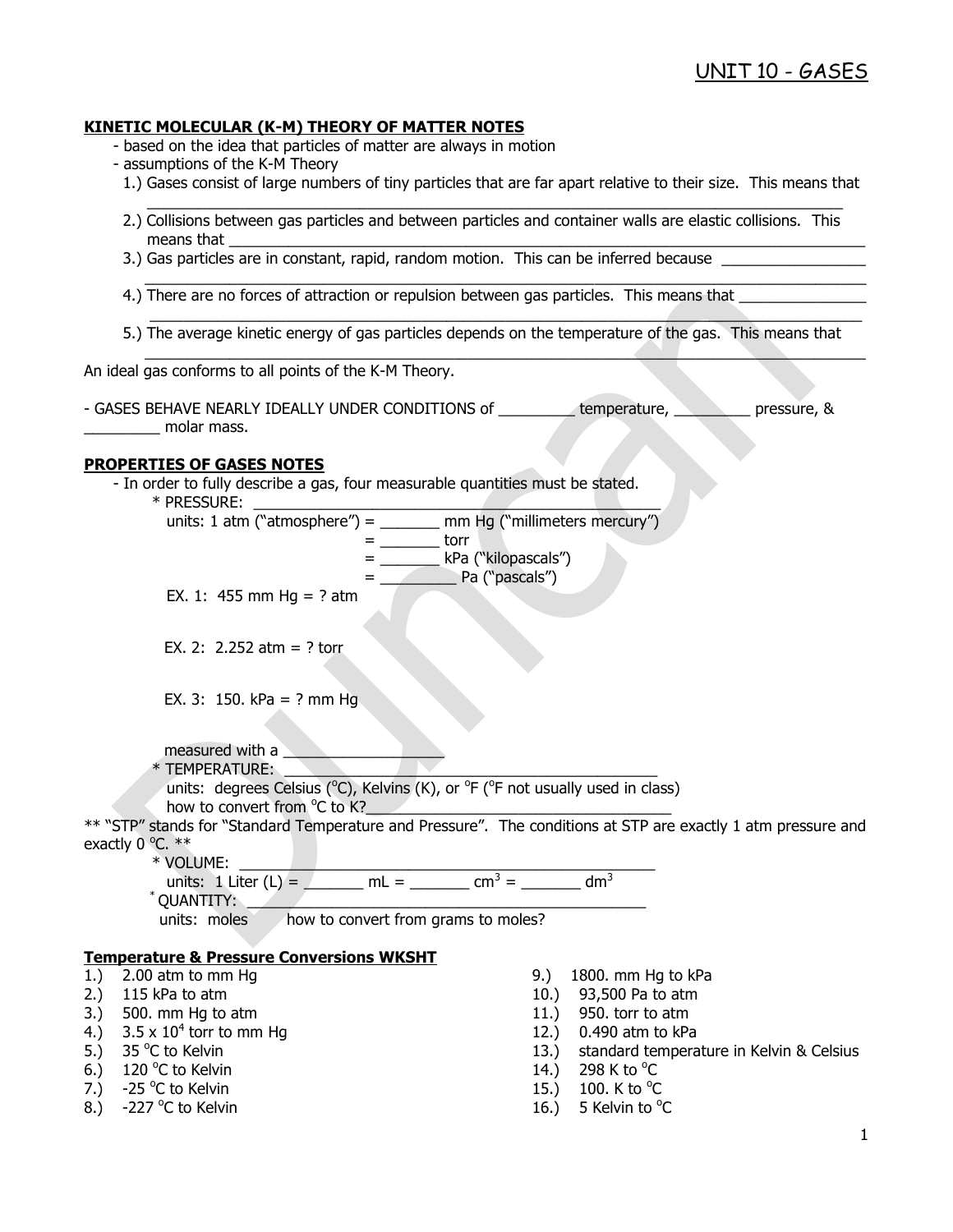# UNIT 10 - GASES

## KINETIC MOLECULAR (K-M) THEORY OF MATTER NOTES

- based on the idea that particles of matter are always in motion
- assumptions of the K-M Theory

1.) Gases consist of large numbers of tiny particles that are far apart relative to their size. This means that ___________________________________________________________________________________

2.) Collisions between gas particles and between particles and container walls are elastic collisions. This means that ___________________________________________________________________________

3.) Gas particles are in constant, rapid, random motion. This can be inferred because _________________ ___________________________________________________________________________________

4.) There are no forces of attraction or repulsion between gas particles. This means that _______________ ___________________________________________________________________________________

5.) The average kinetic energy of gas particles depends on the temperature of the gas. This means that ___________________________________________________________________________________

An ideal gas conforms to all points of the K-M Theory.

- GASES BEHAVE NEARLY IDEALLY UNDER CONDITIONS of _________ temperature, _________ pressure, & _________ molar mass.

## PROPERTIES OF GASES NOTES

- In order to fully describe a gas, four measurable quantities must be stated.

\* PRESSURE: _______________________________________________

units: 1 atm ("atmosphere") = _______ mm Hg ("millimeters mercury")
= _______ torr
= _______ kPa ("kilopascals")
= _________ Pa ("pascals")

EX. 1: 455 mm Hg = ? atm

EX. 2: 2.252 atm = ? torr

EX. 3: 150. kPa = ? mm Hg

measured with a ___________________

\* TEMPERATURE: _______________________________________________

units: degrees Celsius ($^oC$), Kelvins (K), or $^oF$ ($^oF$ not usually used in class)
how to convert from $^oC$ to K?_____________________________________

\*\* "STP" stands for "Standard Temperature and Pressure". The conditions at STP are exactly 1 atm pressure and exactly 0 $^oC$. \*\*

\* VOLUME: _______________________________________________

units: 1 Liter (L) = _______ mL = _______ $cm^3$ = _______ $dm^3$

\* QUANTITY: _______________________________________________

units: moles how to convert from grams to moles?

### Temperature & Pressure Conversions WKSHT

1.) 2.00 atm to mm Hg
2.) 115 kPa to atm
3.) 500. mm Hg to atm
4.) $3.5 \times 10^4$ torr to mm Hg
5.) 35 $^oC$ to Kelvin
6.) 120 $^oC$ to Kelvin
7.) -25 $^oC$ to Kelvin
8.) -227 $^oC$ to Kelvin
9.) 1800. mm Hg to kPa
10.) 93,500 Pa to atm
11.) 950. torr to atm
12.) 0.490 atm to kPa
13.) standard temperature in Kelvin & Celsius
14.) 298 K to $^oC$
15.) 100. K to $^oC$
16.) 5 Kelvin to $^oC$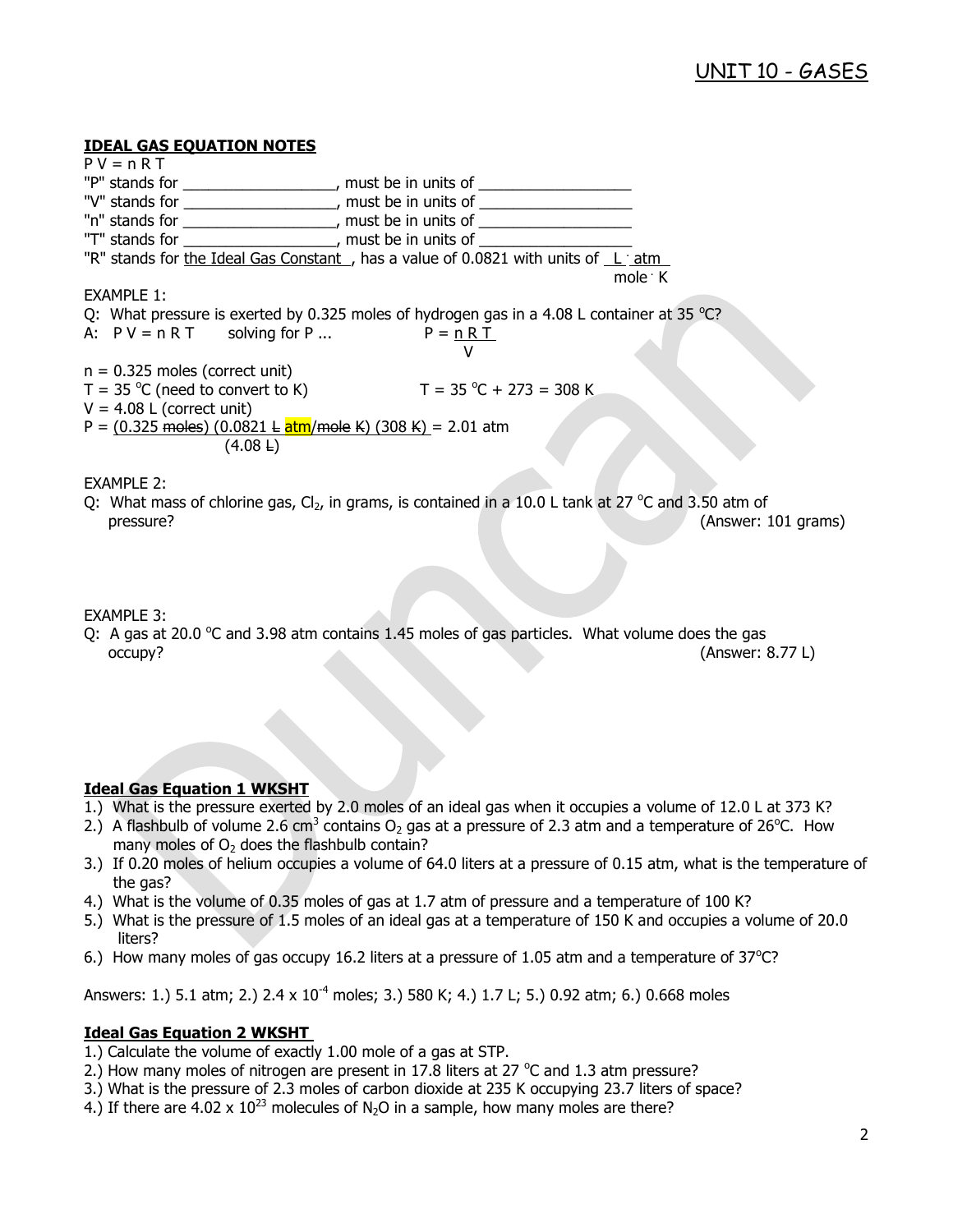## IDEAL GAS EQUATION NOTES

$PV = nRT$

"P" stands for __________________, must be in units of __________________

"V" stands for __________________, must be in units of __________________

"n" stands for __________________, must be in units of __________________

"T" stands for __________________, must be in units of __________________

"R" stands for the Ideal Gas Constant, has a value of 0.0821 with units of $\frac{L \cdot atm}{mole \cdot K}$

EXAMPLE 1:

Q: What pressure is exerted by 0.325 moles of hydrogen gas in a 4.08 L container at 35 °C?

A: $PV = nRT$ solving for P ... $P = \frac{nRT}{V}$

n = 0.325 moles (correct unit)

T = 35 °C (need to convert to K) T = 35 °C + 273 = 308 K

V = 4.08 L (correct unit)

$$P = \frac{(0.325 \text{ moles})(0.0821 \text{ L atm/mole K})(308 \text{ K})}{(4.08 \text{ L})} = 2.01 \text{ atm}$$

EXAMPLE 2:

Q: What mass of chlorine gas, $Cl_2$, in grams, is contained in a 10.0 L tank at 27 °C and 3.50 atm of pressure? (Answer: 101 grams)

EXAMPLE 3:

Q: A gas at 20.0 °C and 3.98 atm contains 1.45 moles of gas particles. What volume does the gas occupy? (Answer: 8.77 L)

## Ideal Gas Equation 1 WKSHT

1.) What is the pressure exerted by 2.0 moles of an ideal gas when it occupies a volume of 12.0 L at 373 K?

2.) A flashbulb of volume 2.6 $cm^3$ contains $O_2$ gas at a pressure of 2.3 atm and a temperature of 26°C. How many moles of $O_2$ does the flashbulb contain?

3.) If 0.20 moles of helium occupies a volume of 64.0 liters at a pressure of 0.15 atm, what is the temperature of the gas?

4.) What is the volume of 0.35 moles of gas at 1.7 atm of pressure and a temperature of 100 K?

5.) What is the pressure of 1.5 moles of an ideal gas at a temperature of 150 K and occupies a volume of 20.0 liters?

6.) How many moles of gas occupy 16.2 liters at a pressure of 1.05 atm and a temperature of 37°C?

Answers: 1.) 5.1 atm; 2.) $2.4 \times 10^{-4}$ moles; 3.) 580 K; 4.) 1.7 L; 5.) 0.92 atm; 6.) 0.668 moles

## Ideal Gas Equation 2 WKSHT

1.) Calculate the volume of exactly 1.00 mole of a gas at STP.

2.) How many moles of nitrogen are present in 17.8 liters at 27 °C and 1.3 atm pressure?

3.) What is the pressure of 2.3 moles of carbon dioxide at 235 K occupying 23.7 liters of space?

4.) If there are $4.02 \times 10^{23}$ molecules of $N_2O$ in a sample, how many moles are there?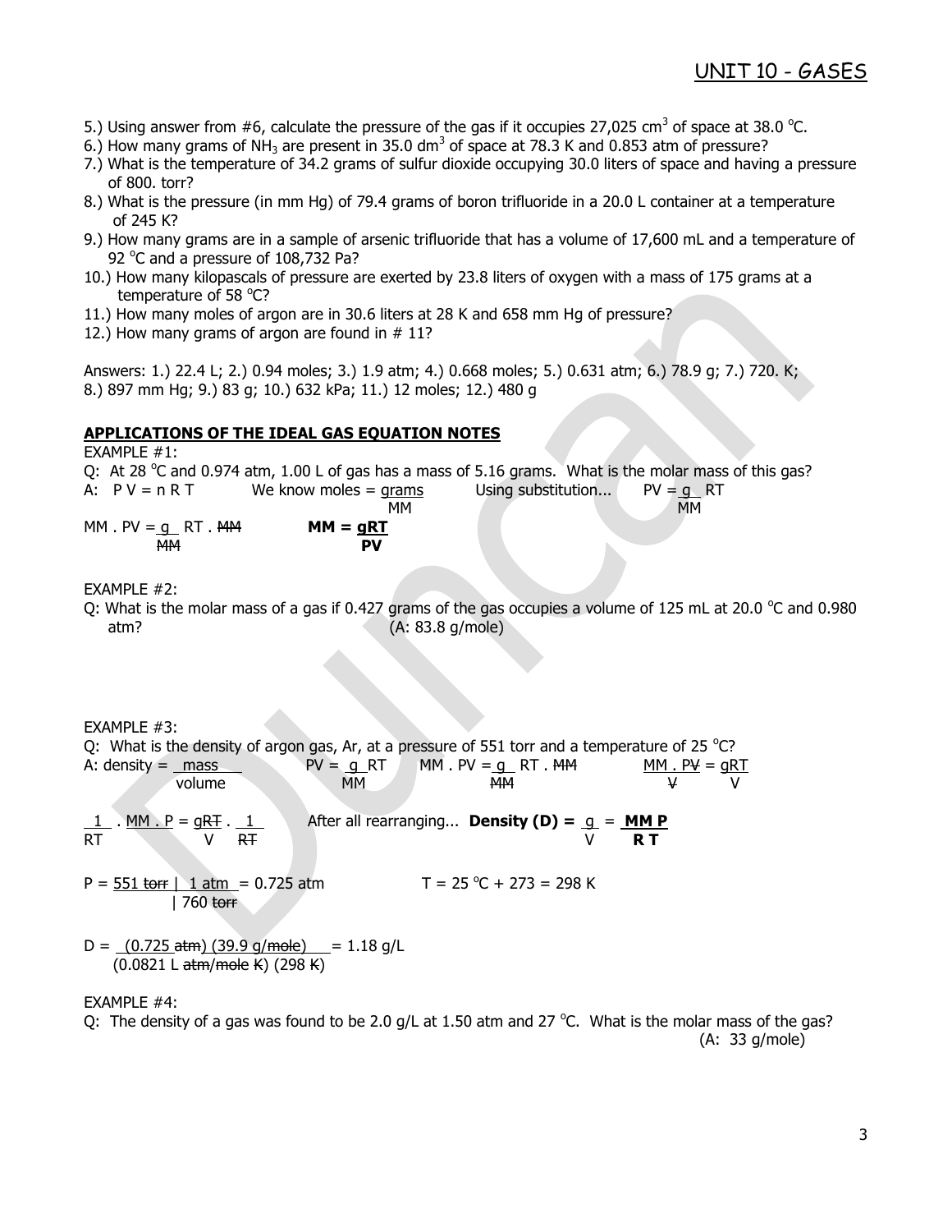5.) Using answer from #6, calculate the pressure of the gas if it occupies 27,025 $cm^3$ of space at 38.0 $^oC$.
6.) How many grams of $NH_3$ are present in 35.0 $dm^3$ of space at 78.3 K and 0.853 atm of pressure?
7.) What is the temperature of 34.2 grams of sulfur dioxide occupying 30.0 liters of space and having a pressure of 800. torr?
8.) What is the pressure (in mm Hg) of 79.4 grams of boron trifluoride in a 20.0 L container at a temperature of 245 K?
9.) How many grams are in a sample of arsenic trifluoride that has a volume of 17,600 mL and a temperature of 92 $^oC$ and a pressure of 108,732 Pa?
10.) How many kilopascals of pressure are exerted by 23.8 liters of oxygen with a mass of 175 grams at a temperature of 58 $^oC$?
11.) How many moles of argon are in 30.6 liters at 28 K and 658 mm Hg of pressure?
12.) How many grams of argon are found in # 11?

Answers: 1.) 22.4 L; 2.) 0.94 moles; 3.) 1.9 atm; 4.) 0.668 moles; 5.) 0.631 atm; 6.) 78.9 g; 7.) 720. K; 8.) 897 mm Hg; 9.) 83 g; 10.) 632 kPa; 11.) 12 moles; 12.) 480 g

## APPLICATIONS OF THE IDEAL GAS EQUATION NOTES

EXAMPLE #1:

Q: At 28 $^oC$ and 0.974 atm, 1.00 L of gas has a mass of 5.16 grams. What is the molar mass of this gas?

A: $PV = nRT$ &nbsp;&nbsp;&nbsp; We know moles = $\frac{grams}{MM}$ &nbsp;&nbsp;&nbsp; Using substitution... &nbsp;&nbsp;&nbsp; $PV = \frac{g}{MM} RT$

$MM \cdot PV = \frac{g}{\cancel{MM}} RT \cdot \cancel{MM}$ &nbsp;&nbsp;&nbsp; $\mathbf{MM = \frac{gRT}{PV}}$

EXAMPLE #2:

Q: What is the molar mass of a gas if 0.427 grams of the gas occupies a volume of 125 mL at 20.0 $^oC$ and 0.980 atm? (A: 83.8 g/mole)

EXAMPLE #3:

Q: What is the density of argon gas, Ar, at a pressure of 551 torr and a temperature of 25 $^oC$?

A: density = $\frac{mass}{volume}$ &nbsp;&nbsp;&nbsp; $PV = \frac{g}{MM} RT$ &nbsp;&nbsp;&nbsp; $MM \cdot PV = \frac{g}{\cancel{MM}} RT \cdot \cancel{MM}$ &nbsp;&nbsp;&nbsp; $\frac{MM \cdot P\cancel{V}}{\cancel{V}} = \frac{gRT}{V}$

$\frac{1}{RT} \cdot \frac{MM \cdot P}{} = \frac{g\cancel{RT}}{V} \cdot \frac{1}{\cancel{RT}}$ &nbsp;&nbsp;&nbsp; After all rearranging... **Density (D) =** $\mathbf{\frac{g}{V} = \frac{MM\ P}{R\ T}}$

$P = \frac{551\ \cancel{torr}}{} \left| \frac{1\ atm}{760\ \cancel{torr}} \right. = 0.725\ atm$ &nbsp;&nbsp;&nbsp; $T = 25\ ^oC + 273 = 298\ K$

$D = \frac{(0.725\ \cancel{atm})(39.9\ g/\cancel{mole})}{(0.0821\ L\ \cancel{atm}/\cancel{mole}\ \cancel{K})(298\ \cancel{K})} = 1.18\ g/L$

EXAMPLE #4:

Q: The density of a gas was found to be 2.0 g/L at 1.50 atm and 27 $^oC$. What is the molar mass of the gas? (A: 33 g/mole)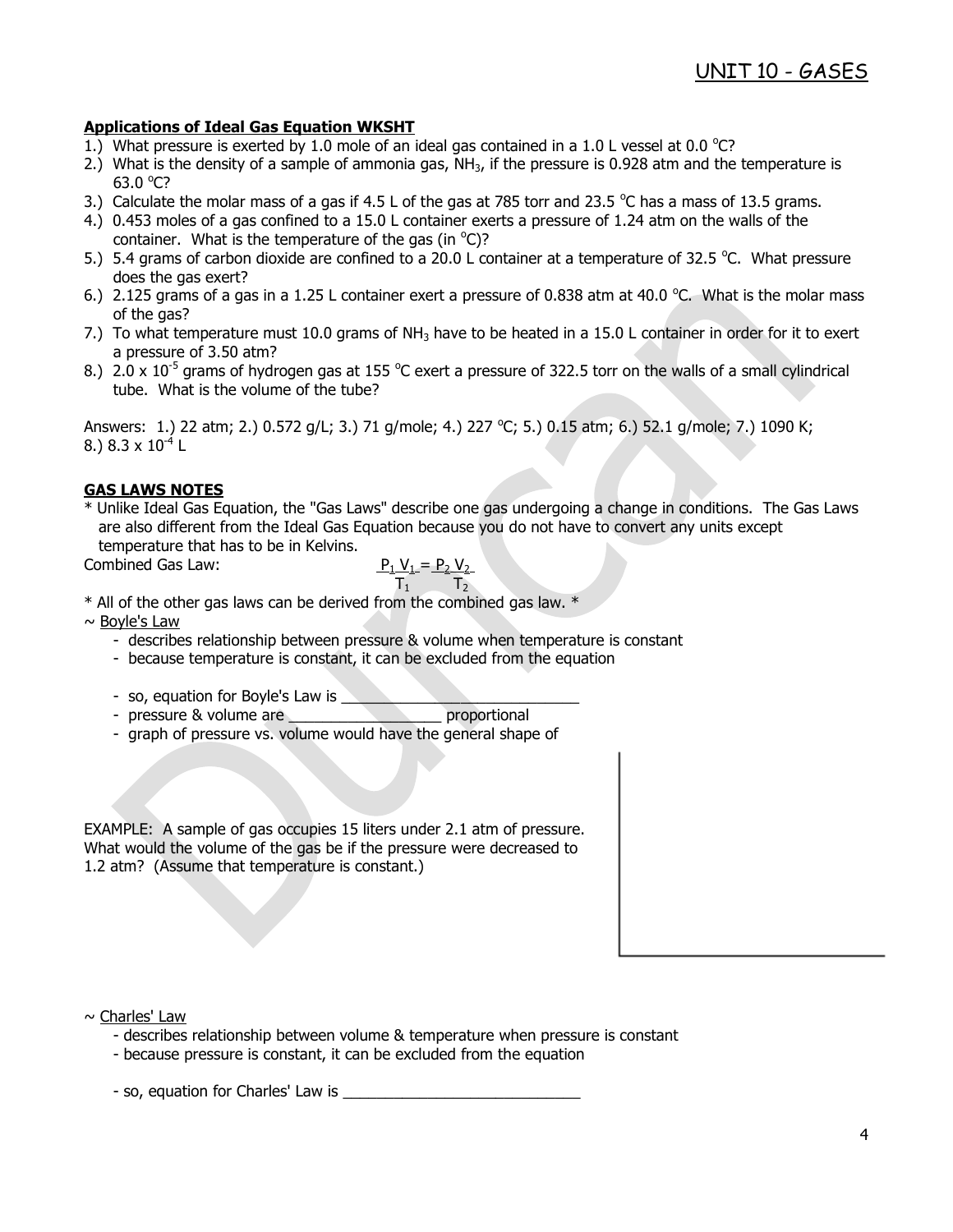## Applications of Ideal Gas Equation WKSHT

1.) What pressure is exerted by 1.0 mole of an ideal gas contained in a 1.0 L vessel at 0.0 °C?
2.) What is the density of a sample of ammonia gas, $NH_3$, if the pressure is 0.928 atm and the temperature is 63.0 °C?
3.) Calculate the molar mass of a gas if 4.5 L of the gas at 785 torr and 23.5 °C has a mass of 13.5 grams.
4.) 0.453 moles of a gas confined to a 15.0 L container exerts a pressure of 1.24 atm on the walls of the container. What is the temperature of the gas (in °C)?
5.) 5.4 grams of carbon dioxide are confined to a 20.0 L container at a temperature of 32.5 °C. What pressure does the gas exert?
6.) 2.125 grams of a gas in a 1.25 L container exert a pressure of 0.838 atm at 40.0 °C. What is the molar mass of the gas?
7.) To what temperature must 10.0 grams of $NH_3$ have to be heated in a 15.0 L container in order for it to exert a pressure of 3.50 atm?
8.) $2.0 \times 10^{-5}$ grams of hydrogen gas at 155 °C exert a pressure of 322.5 torr on the walls of a small cylindrical tube. What is the volume of the tube?

Answers: 1.) 22 atm; 2.) 0.572 g/L; 3.) 71 g/mole; 4.) 227 °C; 5.) 0.15 atm; 6.) 52.1 g/mole; 7.) 1090 K; 8.) $8.3 \times 10^{-4}$ L

## GAS LAWS NOTES

\* Unlike Ideal Gas Equation, the "Gas Laws" describe one gas undergoing a change in conditions. The Gas Laws are also different from the Ideal Gas Equation because you do not have to convert any units except temperature that has to be in Kelvins.

Combined Gas Law: $$\frac{P_1 V_1}{T_1} = \frac{P_2 V_2}{T_2}$$

\* All of the other gas laws can be derived from the combined gas law. \*

~ Boyle's Law

- describes relationship between pressure & volume when temperature is constant
- because temperature is constant, it can be excluded from the equation
- so, equation for Boyle's Law is ______________________________
- pressure & volume are __________________ proportional
- graph of pressure vs. volume would have the general shape of

EXAMPLE: A sample of gas occupies 15 liters under 2.1 atm of pressure. What would the volume of the gas be if the pressure were decreased to 1.2 atm? (Assume that temperature is constant.)

~ Charles' Law

- describes relationship between volume & temperature when pressure is constant
- because pressure is constant, it can be excluded from the equation
- so, equation for Charles' Law is ______________________________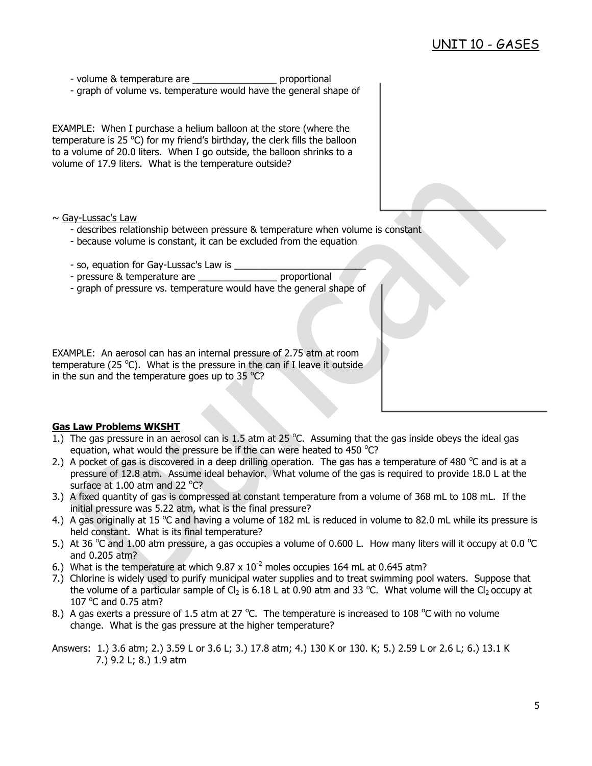- volume & temperature are ________________ proportional
- graph of volume vs. temperature would have the general shape of

EXAMPLE: When I purchase a helium balloon at the store (where the temperature is 25 °C) for my friend's birthday, the clerk fills the balloon to a volume of 20.0 liters. When I go outside, the balloon shrinks to a volume of 17.9 liters. What is the temperature outside?

~ Gay-Lussac's Law
- describes relationship between pressure & temperature when volume is constant
- because volume is constant, it can be excluded from the equation

- so, equation for Gay-Lussac's Law is __________________________
- pressure & temperature are _______________ proportional
- graph of pressure vs. temperature would have the general shape of

EXAMPLE: An aerosol can has an internal pressure of 2.75 atm at room temperature (25 °C). What is the pressure in the can if I leave it outside in the sun and the temperature goes up to 35 °C?

**Gas Law Problems WKSHT**

1.) The gas pressure in an aerosol can is 1.5 atm at 25 °C. Assuming that the gas inside obeys the ideal gas equation, what would the pressure be if the can were heated to 450 °C?
2.) A pocket of gas is discovered in a deep drilling operation. The gas has a temperature of 480 °C and is at a pressure of 12.8 atm. Assume ideal behavior. What volume of the gas is required to provide 18.0 L at the surface at 1.00 atm and 22 °C?
3.) A fixed quantity of gas is compressed at constant temperature from a volume of 368 mL to 108 mL. If the initial pressure was 5.22 atm, what is the final pressure?
4.) A gas originally at 15 °C and having a volume of 182 mL is reduced in volume to 82.0 mL while its pressure is held constant. What is its final temperature?
5.) At 36 °C and 1.00 atm pressure, a gas occupies a volume of 0.600 L. How many liters will it occupy at 0.0 °C and 0.205 atm?
6.) What is the temperature at which $9.87 \times 10^{-2}$ moles occupies 164 mL at 0.645 atm?
7.) Chlorine is widely used to purify municipal water supplies and to treat swimming pool waters. Suppose that the volume of a particular sample of $Cl_2$ is 6.18 L at 0.90 atm and 33 °C. What volume will the $Cl_2$ occupy at 107 °C and 0.75 atm?
8.) A gas exerts a pressure of 1.5 atm at 27 °C. The temperature is increased to 108 °C with no volume change. What is the gas pressure at the higher temperature?

Answers: 1.) 3.6 atm; 2.) 3.59 L or 3.6 L; 3.) 17.8 atm; 4.) 130 K or 130. K; 5.) 2.59 L or 2.6 L; 6.) 13.1 K
7.) 9.2 L; 8.) 1.9 atm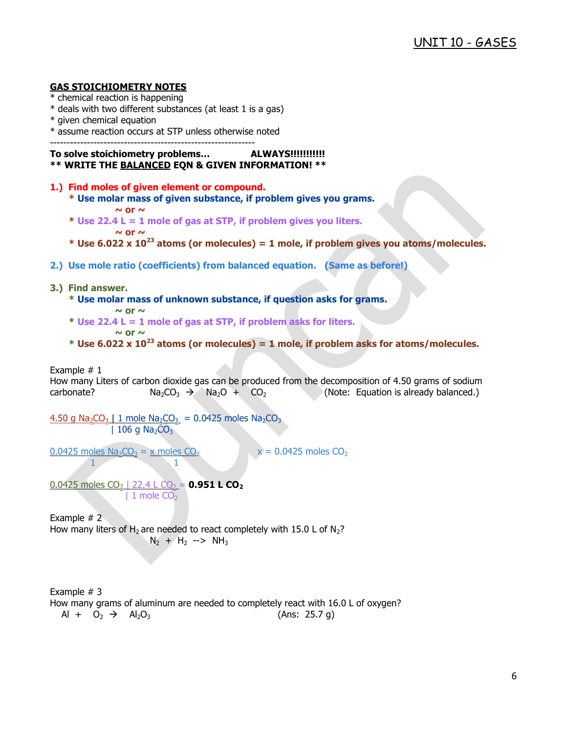## GAS STOICHIOMETRY NOTES

* chemical reaction is happening
* deals with two different substances (at least 1 is a gas)
* given chemical equation
* assume reaction occurs at STP unless otherwise noted

------------------------------------------------------------

**To solve stoichiometry problems… ALWAYS!!!!!!!!!!!**
**** WRITE THE BALANCED EQN & GIVEN INFORMATION! ****

**1.) Find moles of given element or compound.**

- **Use molar mass of given substance, if problem gives you grams.**

  **~ or ~**

- **Use 22.4 L = 1 mole of gas at STP, if problem gives you liters.**

  **~ or ~**

- **Use $6.022 \times 10^{23}$ atoms (or molecules) = 1 mole, if problem gives you atoms/molecules.**

**2.) Use mole ratio (coefficients) from balanced equation. (Same as before!)**

**3.) Find answer.**

- **Use molar mass of unknown substance, if question asks for grams.**

  **~ or ~**

- **Use 22.4 L = 1 mole of gas at STP, if problem asks for liters.**

  **~ or ~**

- **Use $6.022 \times 10^{23}$ atoms (or molecules) = 1 mole, if problem asks for atoms/molecules.**

Example # 1
How many Liters of carbon dioxide gas can be produced from the decomposition of 4.50 grams of sodium carbonate? $Na_2CO_3 \rightarrow Na_2O + CO_2$ (Note: Equation is already balanced.)

$$\frac{4.50 \text{ g } Na_2CO_3 \mid 1 \text{ mole } Na_2CO_3}{\mid 106 \text{ g } Na_2CO_3} = 0.0425 \text{ moles } Na_2CO_3$$

$$\frac{0.0425 \text{ moles } Na_2CO_3}{1} = \frac{x \text{ moles } CO_2}{1} \qquad x = 0.0425 \text{ moles } CO_2$$

$$\frac{0.0425 \text{ moles } CO_2 \mid 22.4 \text{ L } CO_2}{\mid 1 \text{ mole } CO_2} = \mathbf{0.951 \text{ L } CO_2}$$

Example # 2
How many liters of $H_2$ are needed to react completely with 15.0 L of $N_2$?

$N_2 + H_2 \rightarrow NH_3$

Example # 3
How many grams of aluminum are needed to completely react with 16.0 L of oxygen?

$Al + O_2 \rightarrow Al_2O_3$ (Ans: 25.7 g)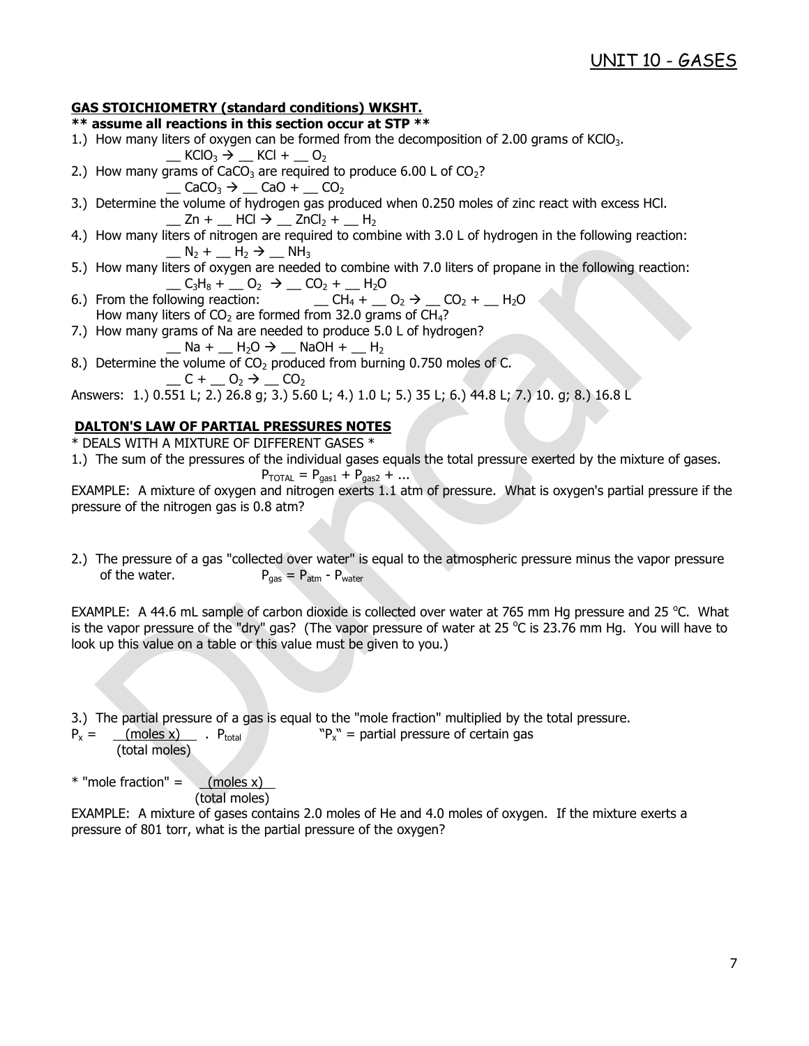# UNIT 10 - GASES

**GAS STOICHIOMETRY (standard conditions) WKSHT.**

**** assume all reactions in this section occur at STP ****

1.) How many liters of oxygen can be formed from the decomposition of 2.00 grams of $KClO_3$.

  __ $KClO_3 \rightarrow$ __ $KCl$ + __ $O_2$

2.) How many grams of $CaCO_3$ are required to produce 6.00 L of $CO_2$?

  __ $CaCO_3 \rightarrow$ __ $CaO$ + __ $CO_2$

3.) Determine the volume of hydrogen gas produced when 0.250 moles of zinc react with excess HCl.

  __ $Zn$ + __ $HCl \rightarrow$ __ $ZnCl_2$ + __ $H_2$

4.) How many liters of nitrogen are required to combine with 3.0 L of hydrogen in the following reaction:

  __ $N_2$ + __ $H_2 \rightarrow$ __ $NH_3$

5.) How many liters of oxygen are needed to combine with 7.0 liters of propane in the following reaction:

  __ $C_3H_8$ + __ $O_2 \rightarrow$ __ $CO_2$ + __ $H_2O$

6.) From the following reaction:   __ $CH_4$ + __ $O_2 \rightarrow$ __ $CO_2$ + __ $H_2O$

  How many liters of $CO_2$ are formed from 32.0 grams of $CH_4$?

7.) How many grams of Na are needed to produce 5.0 L of hydrogen?

  __ $Na$ + __ $H_2O \rightarrow$ __ $NaOH$ + __ $H_2$

8.) Determine the volume of $CO_2$ produced from burning 0.750 moles of C.

  __ $C$ + __ $O_2 \rightarrow$ __ $CO_2$

Answers: 1.) 0.551 L; 2.) 26.8 g; 3.) 5.60 L; 4.) 1.0 L; 5.) 35 L; 6.) 44.8 L; 7.) 10. g; 8.) 16.8 L

**DALTON'S LAW OF PARTIAL PRESSURES NOTES**

* DEALS WITH A MIXTURE OF DIFFERENT GASES *

1.) The sum of the pressures of the individual gases equals the total pressure exerted by the mixture of gases.

$$P_{TOTAL} = P_{gas1} + P_{gas2} + \ldots$$

EXAMPLE: A mixture of oxygen and nitrogen exerts 1.1 atm of pressure. What is oxygen's partial pressure if the pressure of the nitrogen gas is 0.8 atm?

2.) The pressure of a gas "collected over water" is equal to the atmospheric pressure minus the vapor pressure of the water.   $P_{gas} = P_{atm} - P_{water}$

EXAMPLE: A 44.6 mL sample of carbon dioxide is collected over water at 765 mm Hg pressure and 25 °C. What is the vapor pressure of the "dry" gas? (The vapor pressure of water at 25 °C is 23.76 mm Hg. You will have to look up this value on a table or this value must be given to you.)

3.) The partial pressure of a gas is equal to the "mole fraction" multiplied by the total pressure.

$$P_x = \frac{(\text{moles } x)}{(\text{total moles})} \cdot P_{total}$$

"$P_x$" = partial pressure of certain gas

* "mole fraction" = $\frac{(\text{moles } x)}{(\text{total moles})}$

EXAMPLE: A mixture of gases contains 2.0 moles of He and 4.0 moles of oxygen. If the mixture exerts a pressure of 801 torr, what is the partial pressure of the oxygen?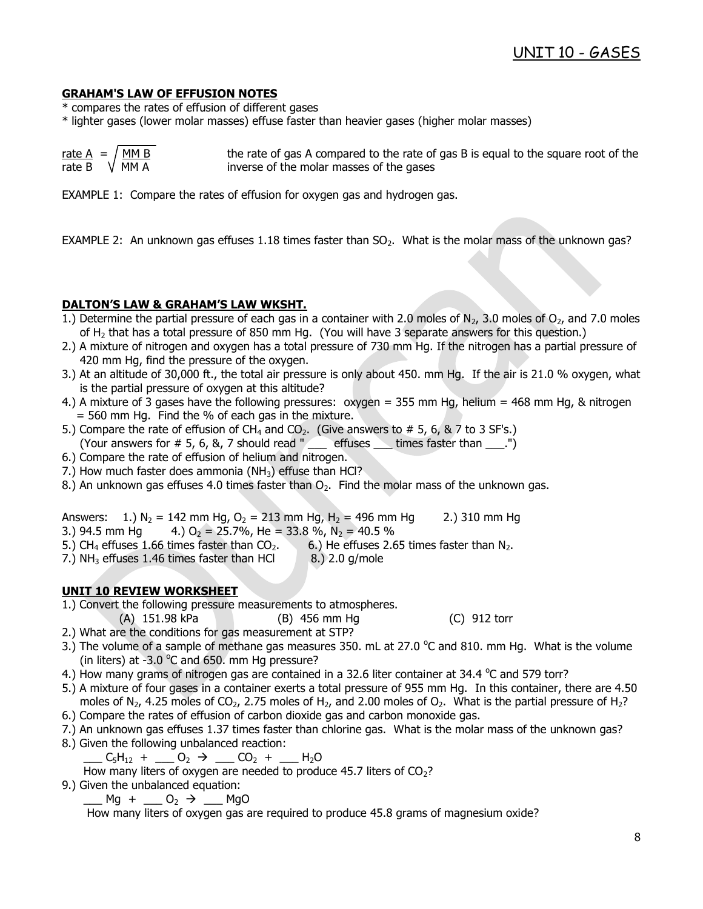# UNIT 10 - GASES

**GRAHAM'S LAW OF EFFUSION NOTES**

* compares the rates of effusion of different gases
* lighter gases (lower molar masses) effuse faster than heavier gases (higher molar masses)

$$\frac{\text{rate A}}{\text{rate B}} = \sqrt{\frac{\text{MM B}}{\text{MM A}}}$$

the rate of gas A compared to the rate of gas B is equal to the square root of the inverse of the molar masses of the gases

EXAMPLE 1: Compare the rates of effusion for oxygen gas and hydrogen gas.

EXAMPLE 2: An unknown gas effuses 1.18 times faster than $SO_2$. What is the molar mass of the unknown gas?

**DALTON'S LAW & GRAHAM'S LAW WKSHT.**

1.) Determine the partial pressure of each gas in a container with 2.0 moles of $N_2$, 3.0 moles of $O_2$, and 7.0 moles of $H_2$ that has a total pressure of 850 mm Hg. (You will have 3 separate answers for this question.)
2.) A mixture of nitrogen and oxygen has a total pressure of 730 mm Hg. If the nitrogen has a partial pressure of 420 mm Hg, find the pressure of the oxygen.
3.) At an altitude of 30,000 ft., the total air pressure is only about 450. mm Hg. If the air is 21.0 % oxygen, what is the partial pressure of oxygen at this altitude?
4.) A mixture of 3 gases have the following pressures: oxygen = 355 mm Hg, helium = 468 mm Hg, & nitrogen = 560 mm Hg. Find the % of each gas in the mixture.
5.) Compare the rate of effusion of $CH_4$ and $CO_2$. (Give answers to # 5, 6, & 7 to 3 SF's.) (Your answers for # 5, 6, &, 7 should read " ___ effuses ___ times faster than ___.")
6.) Compare the rate of effusion of helium and nitrogen.
7.) How much faster does ammonia ($NH_3$) effuse than HCl?
8.) An unknown gas effuses 4.0 times faster than $O_2$. Find the molar mass of the unknown gas.

Answers: 1.) $N_2$ = 142 mm Hg, $O_2$ = 213 mm Hg, $H_2$ = 496 mm Hg 2.) 310 mm Hg
3.) 94.5 mm Hg 4.) $O_2$ = 25.7%, He = 33.8 %, $N_2$ = 40.5 %
5.) $CH_4$ effuses 1.66 times faster than $CO_2$. 6.) He effuses 2.65 times faster than $N_2$.
7.) $NH_3$ effuses 1.46 times faster than HCl 8.) 2.0 g/mole

**UNIT 10 REVIEW WORKSHEET**

1.) Convert the following pressure measurements to atmospheres.
    (A) 151.98 kPa (B) 456 mm Hg (C) 912 torr
2.) What are the conditions for gas measurement at STP?
3.) The volume of a sample of methane gas measures 350. mL at 27.0 °C and 810. mm Hg. What is the volume (in liters) at -3.0 °C and 650. mm Hg pressure?
4.) How many grams of nitrogen gas are contained in a 32.6 liter container at 34.4 °C and 579 torr?
5.) A mixture of four gases in a container exerts a total pressure of 955 mm Hg. In this container, there are 4.50 moles of $N_2$, 4.25 moles of $CO_2$, 2.75 moles of $H_2$, and 2.00 moles of $O_2$. What is the partial pressure of $H_2$?
6.) Compare the rates of effusion of carbon dioxide gas and carbon monoxide gas.
7.) An unknown gas effuses 1.37 times faster than chlorine gas. What is the molar mass of the unknown gas?
8.) Given the following unbalanced reaction:
    ___ $C_5H_{12}$ + ___ $O_2$ → ___ $CO_2$ + ___ $H_2O$
    How many liters of oxygen are needed to produce 45.7 liters of $CO_2$?
9.) Given the unbalanced equation:
    ___ Mg + ___ $O_2$ → ___ MgO
    How many liters of oxygen gas are required to produce 45.8 grams of magnesium oxide?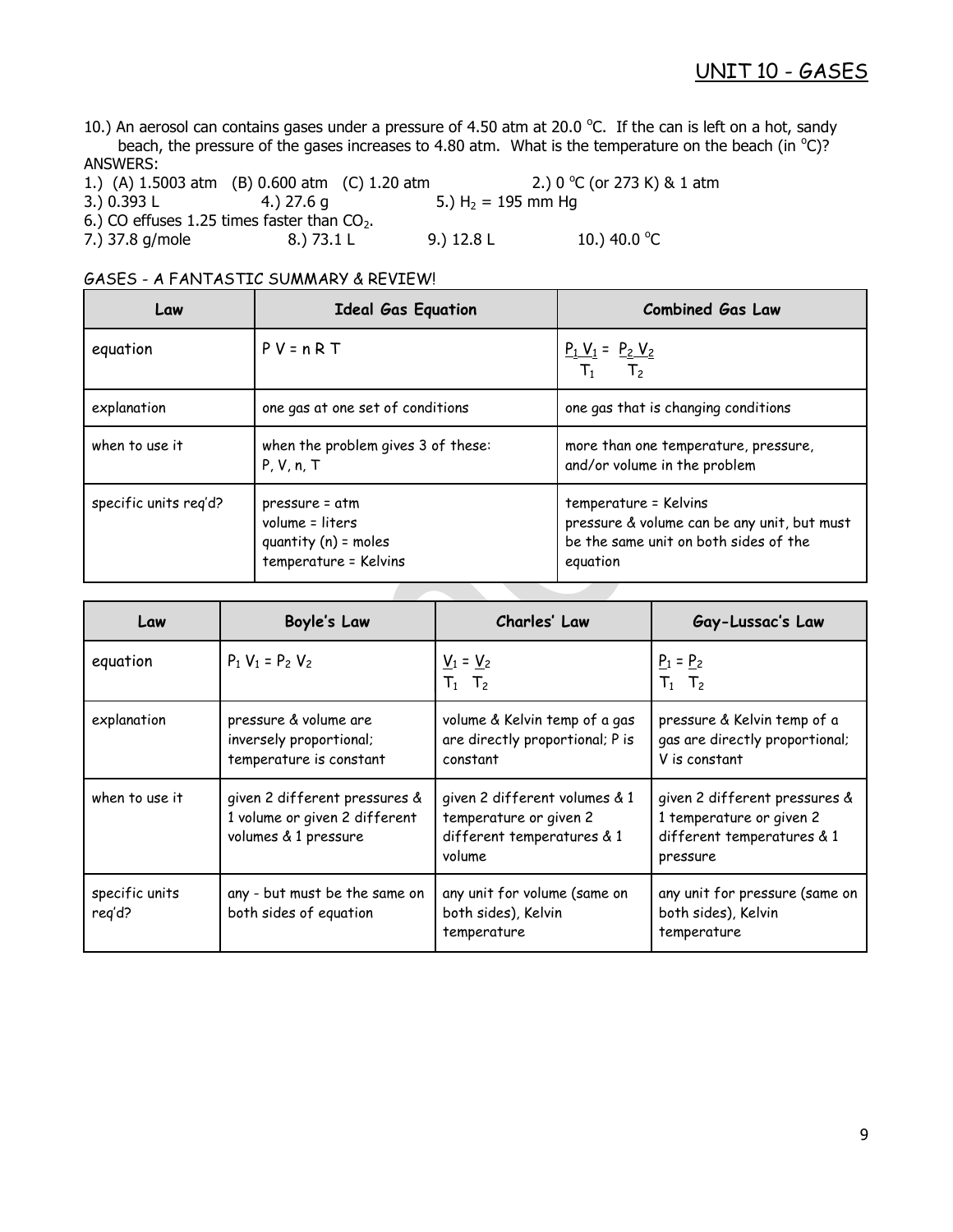10.) An aerosol can contains gases under a pressure of 4.50 atm at 20.0 °C. If the can is left on a hot, sandy beach, the pressure of the gases increases to 4.80 atm. What is the temperature on the beach (in °C)?

ANSWERS:

1.) (A) 1.5003 atm (B) 0.600 atm (C) 1.20 atm 2.) 0 °C (or 273 K) & 1 atm
3.) 0.393 L 4.) 27.6 g 5.) $H_2$ = 195 mm Hg
6.) CO effuses 1.25 times faster than $CO_2$.
7.) 37.8 g/mole 8.) 73.1 L 9.) 12.8 L 10.) 40.0 °C

GASES - A FANTASTIC SUMMARY & REVIEW!

| Law | Ideal Gas Equation | Combined Gas Law |
|---|---|---|
| equation | $PV = nRT$ | $\frac{P_1 V_1}{T_1} = \frac{P_2 V_2}{T_2}$ |
| explanation | one gas at one set of conditions | one gas that is changing conditions |
| when to use it | when the problem gives 3 of these: P, V, n, T | more than one temperature, pressure, and/or volume in the problem |
| specific units req'd? | pressure = atm<br>volume = liters<br>quantity (n) = moles<br>temperature = Kelvins | temperature = Kelvins<br>pressure & volume can be any unit, but must be the same unit on both sides of the equation |

| Law | Boyle's Law | Charles' Law | Gay-Lussac's Law |
|---|---|---|---|
| equation | $P_1 V_1 = P_2 V_2$ | $\frac{V_1}{T_1} = \frac{V_2}{T_2}$ | $\frac{P_1}{T_1} = \frac{P_2}{T_2}$ |
| explanation | pressure & volume are inversely proportional; temperature is constant | volume & Kelvin temp of a gas are directly proportional; P is constant | pressure & Kelvin temp of a gas are directly proportional; V is constant |
| when to use it | given 2 different pressures & 1 volume or given 2 different volumes & 1 pressure | given 2 different volumes & 1 temperature or given 2 different temperatures & 1 volume | given 2 different pressures & 1 temperature or given 2 different temperatures & 1 pressure |
| specific units req'd? | any - but must be the same on both sides of equation | any unit for volume (same on both sides), Kelvin temperature | any unit for pressure (same on both sides), Kelvin temperature |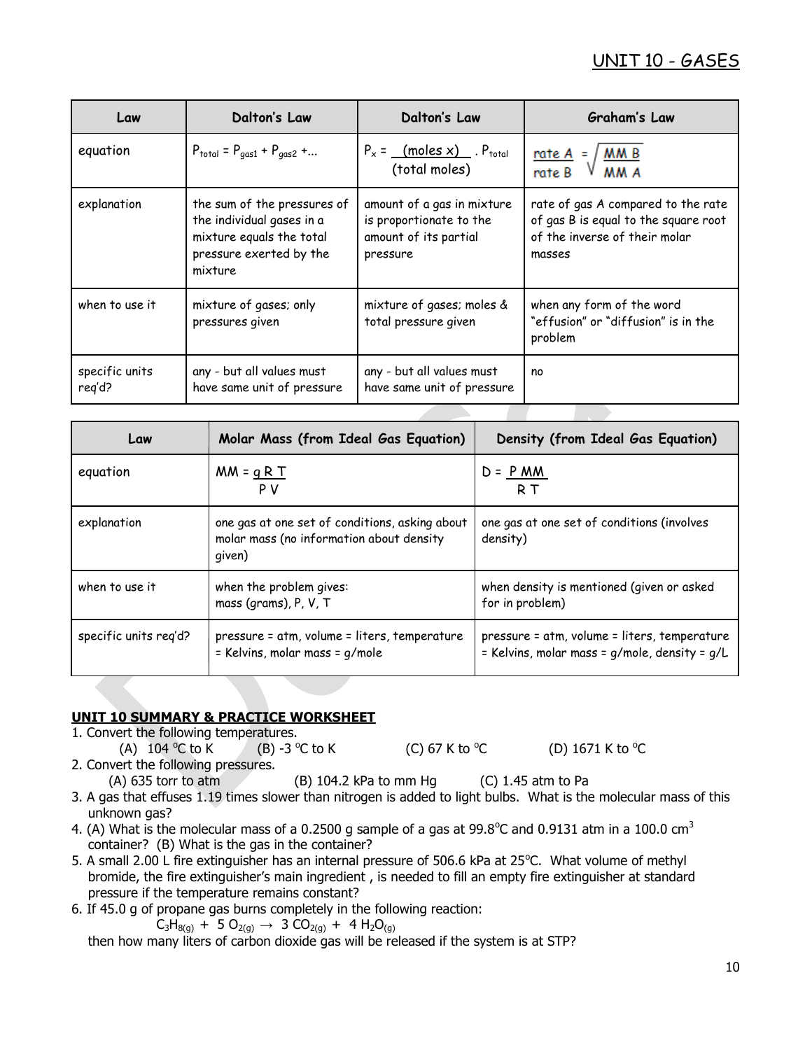| Law | Dalton's Law | Dalton's Law | Graham's Law |
|---|---|---|---|
| equation | $P_{total} = P_{gas1} + P_{gas2} + ...$ | $P_x = \frac{(moles\ x)}{(total\ moles)} \cdot P_{total}$ | $\frac{rate\ A}{rate\ B} = \sqrt{\frac{MM\ B}{MM\ A}}$ |
| explanation | the sum of the pressures of the individual gases in a mixture equals the total pressure exerted by the mixture | amount of a gas in mixture is proportionate to the amount of its partial pressure | rate of gas A compared to the rate of gas B is equal to the square root of the inverse of their molar masses |
| when to use it | mixture of gases; only pressures given | mixture of gases; moles & total pressure given | when any form of the word "effusion" or "diffusion" is in the problem |
| specific units req'd? | any - but all values must have same unit of pressure | any - but all values must have same unit of pressure | no |

| Law | Molar Mass (from Ideal Gas Equation) | Density (from Ideal Gas Equation) |
|---|---|---|
| equation | $MM = \frac{g\ R\ T}{P\ V}$ | $D = \frac{P\ MM}{R\ T}$ |
| explanation | one gas at one set of conditions, asking about molar mass (no information about density given) | one gas at one set of conditions (involves density) |
| when to use it | when the problem gives: mass (grams), P, V, T | when density is mentioned (given or asked for in problem) |
| specific units req'd? | pressure = atm, volume = liters, temperature = Kelvins, molar mass = g/mole | pressure = atm, volume = liters, temperature = Kelvins, molar mass = g/mole, density = g/L |

## UNIT 10 SUMMARY & PRACTICE WORKSHEET

1. Convert the following temperatures.
   (A) 104 $^{o}$C to K (B) -3 $^{o}$C to K (C) 67 K to $^{o}$C (D) 1671 K to $^{o}$C
2. Convert the following pressures.
   (A) 635 torr to atm (B) 104.2 kPa to mm Hg (C) 1.45 atm to Pa
3. A gas that effuses 1.19 times slower than nitrogen is added to light bulbs. What is the molecular mass of this unknown gas?
4. (A) What is the molecular mass of a 0.2500 g sample of a gas at 99.8$^{o}$C and 0.9131 atm in a 100.0 cm$^{3}$ container? (B) What is the gas in the container?
5. A small 2.00 L fire extinguisher has an internal pressure of 506.6 kPa at 25$^{o}$C. What volume of methyl bromide, the fire extinguisher's main ingredient , is needed to fill an empty fire extinguisher at standard pressure if the temperature remains constant?
6. If 45.0 g of propane gas burns completely in the following reaction:

   $C_3H_{8(g)} + 5\ O_{2(g)} \rightarrow 3\ CO_{2(g)} + 4\ H_2O_{(g)}$

   then how many liters of carbon dioxide gas will be released if the system is at STP?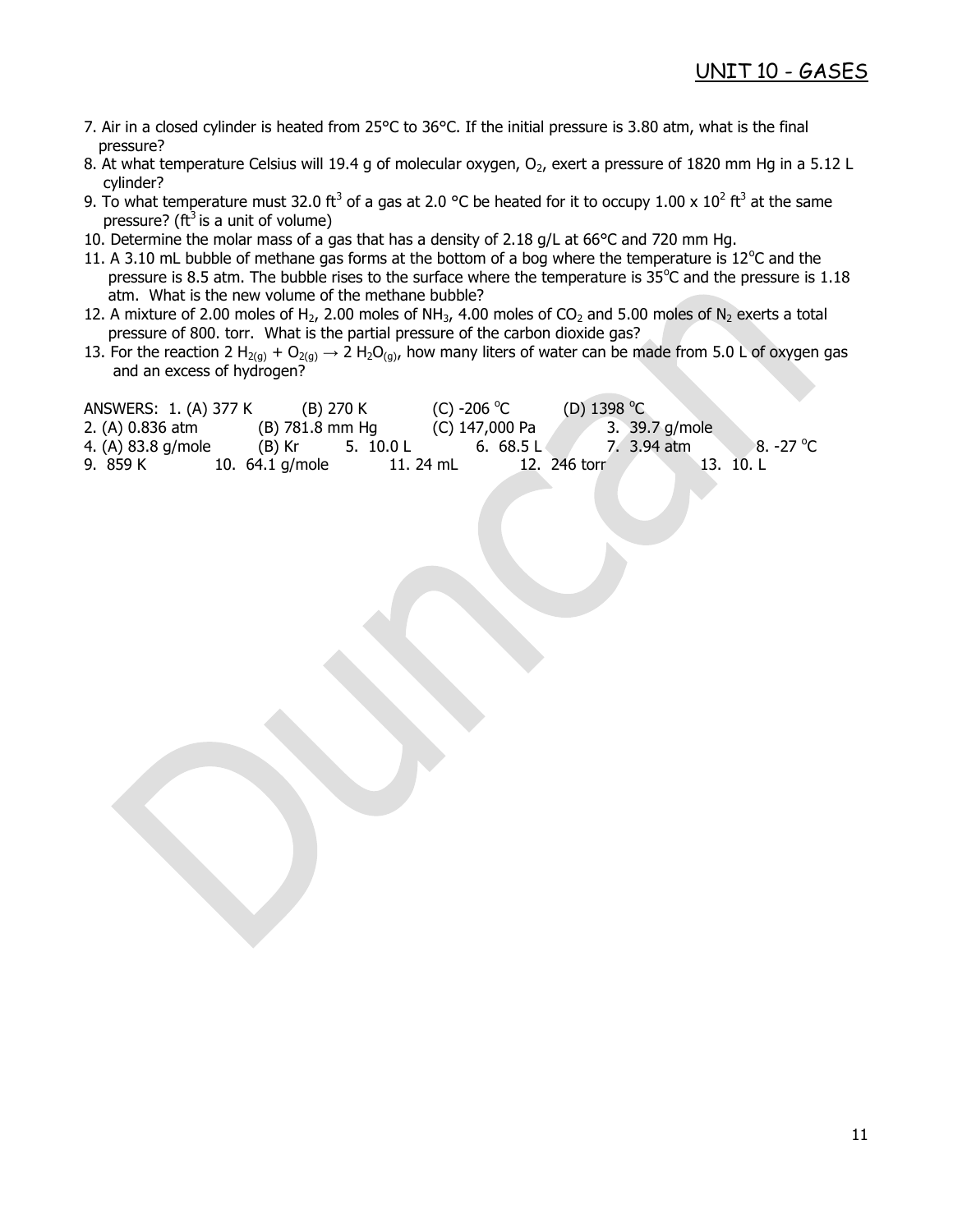7. Air in a closed cylinder is heated from 25°C to 36°C. If the initial pressure is 3.80 atm, what is the final pressure?
8. At what temperature Celsius will 19.4 g of molecular oxygen, $O_2$, exert a pressure of 1820 mm Hg in a 5.12 L cylinder?
9. To what temperature must 32.0 $ft^3$ of a gas at 2.0 °C be heated for it to occupy $1.00 \times 10^2$ $ft^3$ at the same pressure? ($ft^3$ is a unit of volume)
10. Determine the molar mass of a gas that has a density of 2.18 g/L at 66°C and 720 mm Hg.
11. A 3.10 mL bubble of methane gas forms at the bottom of a bog where the temperature is 12°C and the pressure is 8.5 atm. The bubble rises to the surface where the temperature is 35°C and the pressure is 1.18 atm. What is the new volume of the methane bubble?
12. A mixture of 2.00 moles of $H_2$, 2.00 moles of $NH_3$, 4.00 moles of $CO_2$ and 5.00 moles of $N_2$ exerts a total pressure of 800. torr. What is the partial pressure of the carbon dioxide gas?
13. For the reaction $2\ H_{2(g)} + O_{2(g)} \rightarrow 2\ H_2O_{(g)}$, how many liters of water can be made from 5.0 L of oxygen gas and an excess of hydrogen?

ANSWERS: 1. (A) 377 K (B) 270 K (C) -206 °C (D) 1398 °C
2. (A) 0.836 atm (B) 781.8 mm Hg (C) 147,000 Pa 3. 39.7 g/mole
4. (A) 83.8 g/mole (B) Kr 5. 10.0 L 6. 68.5 L 7. 3.94 atm 8. -27 °C
9. 859 K 10. 64.1 g/mole 11. 24 mL 12. 246 torr 13. 10. L